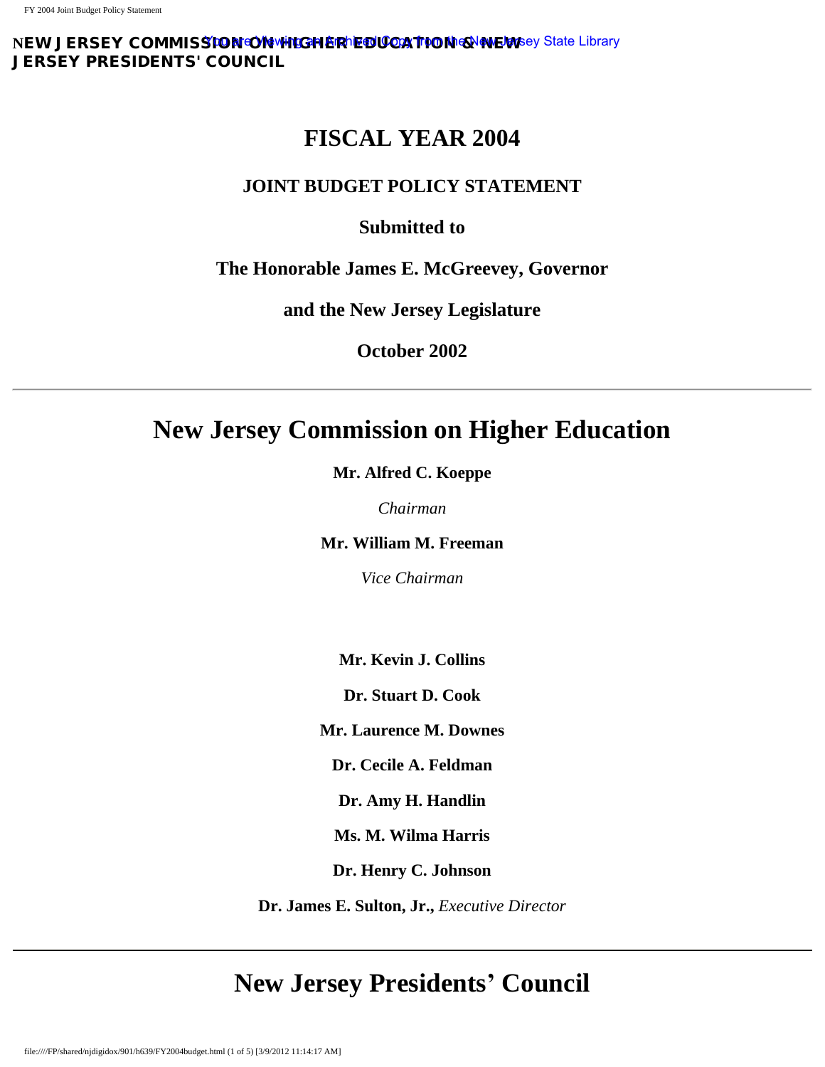**NEW JERSEY COMMISSION ON HIGHER EDUCATION & NEW JERSEY PRESIDENTS' COUNCIL**

# FISCAL YEAR 2004

### JOINT BUDGET POLICY STATEMENT

**Submitted to**

**The Honorable James E. McGreevey, Governor**

**and the New Jersey Legislature**

**October 2002**

---

# New Jersey Commission on Higher Education

**Mr. Alfred C. Koeppe**

*Chairman*

**Mr. William M. Freeman**

*Vice Chairman*

**Mr. Kevin J. Collins**

**Dr. Stuart D. Cook**

**Mr. Laurence M. Downes**

**Dr. Cecile A. Feldman**

**Dr. Amy H. Handlin**

**Ms. M. Wilma Harris**

**Dr. Henry C. Johnson**

**Dr. James E. Sulton, Jr.,** *Executive Director*

---

# New Jersey Presidents' Council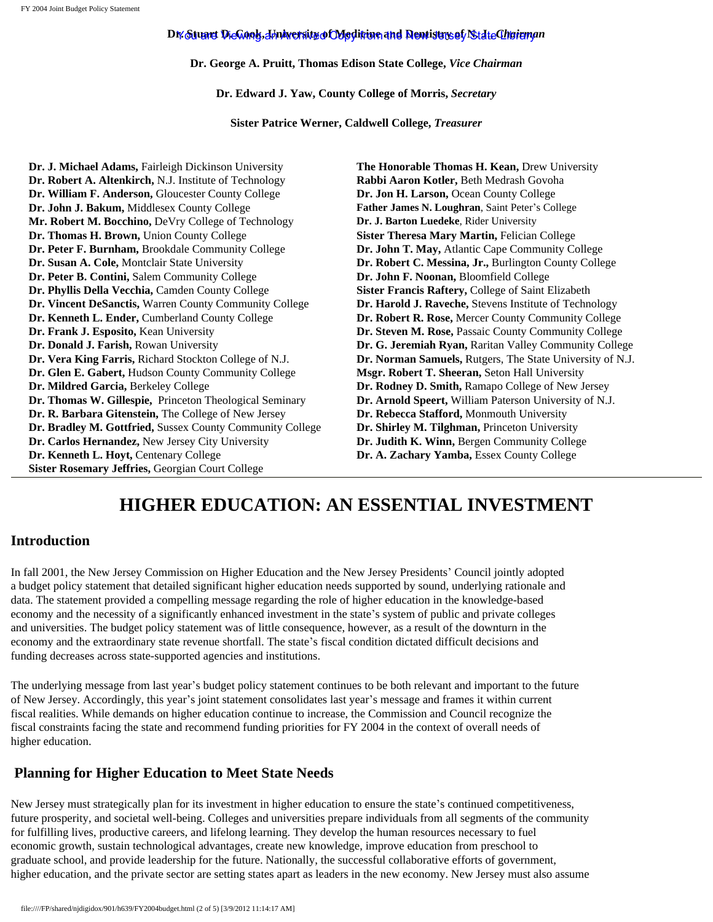**Dr. Stuart D. Cook, University of Medicine and Dentistry of N.J.,** ***Chairman***

**Dr. George A. Pruitt, Thomas Edison State College,** ***Vice Chairman***

**Dr. Edward J. Yaw, County College of Morris,** ***Secretary***

**Sister Patrice Werner, Caldwell College,** ***Treasurer***

**Dr. J. Michael Adams,** Fairleigh Dickinson University
**Dr. Robert A. Altenkirch,** N.J. Institute of Technology
**Dr. William F. Anderson,** Gloucester County College
**Dr. John J. Bakum,** Middlesex County College
**Mr. Robert M. Bocchino,** DeVry College of Technology
**Dr. Thomas H. Brown,** Union County College
**Dr. Peter F. Burnham,** Brookdale Community College
**Dr. Susan A. Cole,** Montclair State University
**Dr. Peter B. Contini,** Salem Community College
**Dr. Phyllis Della Vecchia,** Camden County College
**Dr. Vincent DeSanctis,** Warren County Community College
**Dr. Kenneth L. Ender,** Cumberland County College
**Dr. Frank J. Esposito,** Kean University
**Dr. Donald J. Farish,** Rowan University
**Dr. Vera King Farris,** Richard Stockton College of N.J.
**Dr. Glen E. Gabert,** Hudson County Community College
**Dr. Mildred Garcia,** Berkeley College
**Dr. Thomas W. Gillespie,** Princeton Theological Seminary
**Dr. R. Barbara Gitenstein,** The College of New Jersey
**Dr. Bradley M. Gottfried,** Sussex County Community College
**Dr. Carlos Hernandez,** New Jersey City University
**Dr. Kenneth L. Hoyt,** Centenary College
**Sister Rosemary Jeffries,** Georgian Court College
**The Honorable Thomas H. Kean,** Drew University
**Rabbi Aaron Kotler,** Beth Medrash Govoha
**Dr. Jon H. Larson,** Ocean County College
**Father James N. Loughran**, Saint Peter's College
**Dr. J. Barton Luedeke**, Rider University
**Sister Theresa Mary Martin,** Felician College
**Dr. John T. May,** Atlantic Cape Community College
**Dr. Robert C. Messina, Jr.,** Burlington County College
**Dr. John F. Noonan,** Bloomfield College
**Sister Francis Raftery,** College of Saint Elizabeth
**Dr. Harold J. Raveche,** Stevens Institute of Technology
**Dr. Robert R. Rose,** Mercer County Community College
**Dr. Steven M. Rose,** Passaic County Community College
**Dr. G. Jeremiah Ryan,** Raritan Valley Community College
**Dr. Norman Samuels,** Rutgers, The State University of N.J.
**Msgr. Robert T. Sheeran,** Seton Hall University
**Dr. Rodney D. Smith,** Ramapo College of New Jersey
**Dr. Arnold Speert,** William Paterson University of N.J.
**Dr. Rebecca Stafford,** Monmouth University
**Dr. Shirley M. Tilghman,** Princeton University
**Dr. Judith K. Winn,** Bergen Community College
**Dr. A. Zachary Yamba,** Essex County College

---

# HIGHER EDUCATION: AN ESSENTIAL INVESTMENT

## Introduction

In fall 2001, the New Jersey Commission on Higher Education and the New Jersey Presidents' Council jointly adopted a budget policy statement that detailed significant higher education needs supported by sound, underlying rationale and data. The statement provided a compelling message regarding the role of higher education in the knowledge-based economy and the necessity of a significantly enhanced investment in the state's system of public and private colleges and universities. The budget policy statement was of little consequence, however, as a result of the downturn in the economy and the extraordinary state revenue shortfall. The state's fiscal condition dictated difficult decisions and funding decreases across state-supported agencies and institutions.

The underlying message from last year's budget policy statement continues to be both relevant and important to the future of New Jersey. Accordingly, this year's joint statement consolidates last year's message and frames it within current fiscal realities. While demands on higher education continue to increase, the Commission and Council recognize the fiscal constraints facing the state and recommend funding priorities for FY 2004 in the context of overall needs of higher education.

## Planning for Higher Education to Meet State Needs

New Jersey must strategically plan for its investment in higher education to ensure the state's continued competitiveness, future prosperity, and societal well-being. Colleges and universities prepare individuals from all segments of the community for fulfilling lives, productive careers, and lifelong learning. They develop the human resources necessary to fuel economic growth, sustain technological advantages, create new knowledge, improve education from preschool to graduate school, and provide leadership for the future. Nationally, the successful collaborative efforts of government, higher education, and the private sector are setting states apart as leaders in the new economy. New Jersey must also assume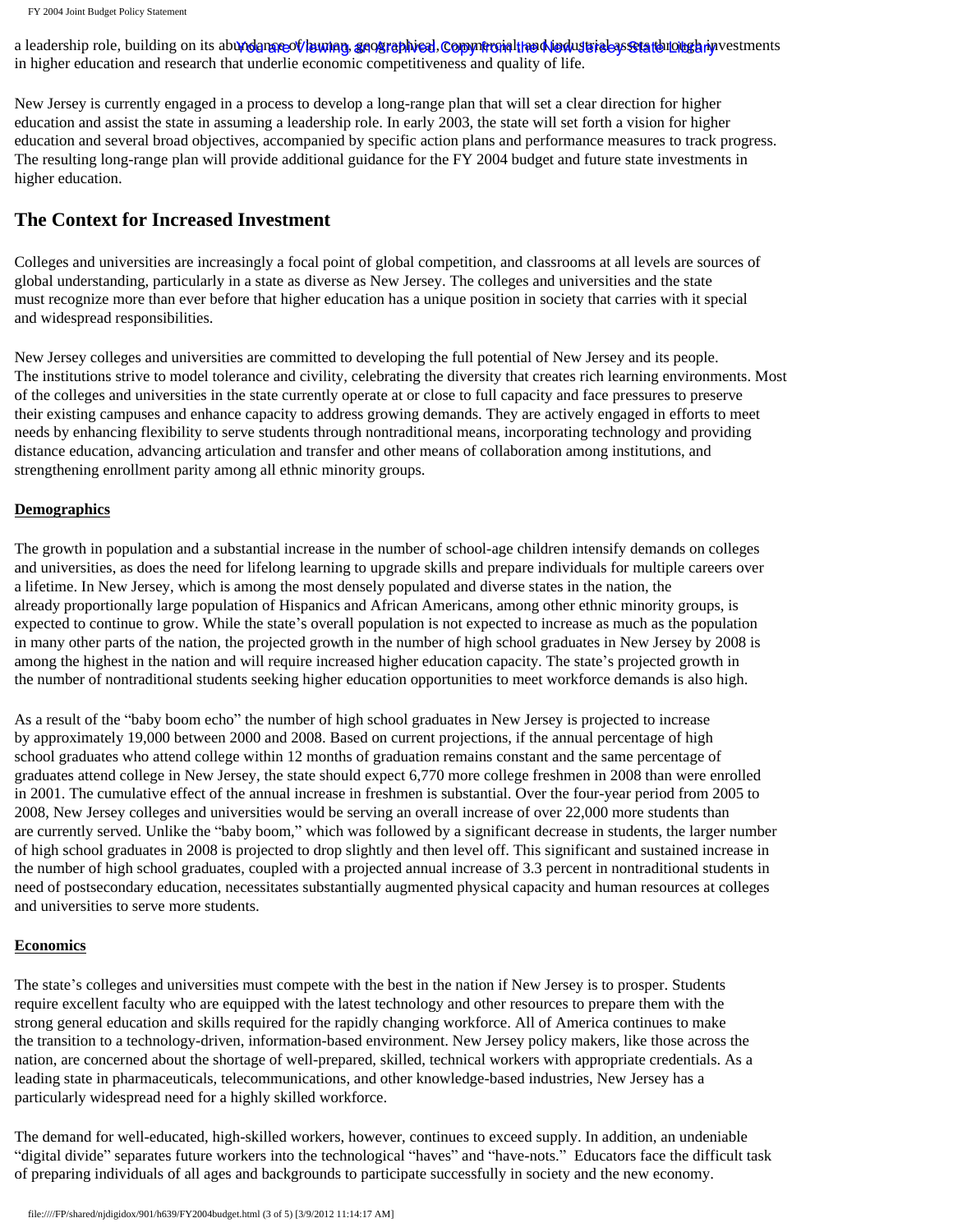a leadership role, building on its abundance of human, geographical, commercial, and industrial assets through investments in higher education and research that underlie economic competitiveness and quality of life.

New Jersey is currently engaged in a process to develop a long-range plan that will set a clear direction for higher education and assist the state in assuming a leadership role. In early 2003, the state will set forth a vision for higher education and several broad objectives, accompanied by specific action plans and performance measures to track progress. The resulting long-range plan will provide additional guidance for the FY 2004 budget and future state investments in higher education.

## The Context for Increased Investment

Colleges and universities are increasingly a focal point of global competition, and classrooms at all levels are sources of global understanding, particularly in a state as diverse as New Jersey. The colleges and universities and the state must recognize more than ever before that higher education has a unique position in society that carries with it special and widespread responsibilities.

New Jersey colleges and universities are committed to developing the full potential of New Jersey and its people. The institutions strive to model tolerance and civility, celebrating the diversity that creates rich learning environments. Most of the colleges and universities in the state currently operate at or close to full capacity and face pressures to preserve their existing campuses and enhance capacity to address growing demands. They are actively engaged in efforts to meet needs by enhancing flexibility to serve students through nontraditional means, incorporating technology and providing distance education, advancing articulation and transfer and other means of collaboration among institutions, and strengthening enrollment parity among all ethnic minority groups.

### Demographics

The growth in population and a substantial increase in the number of school-age children intensify demands on colleges and universities, as does the need for lifelong learning to upgrade skills and prepare individuals for multiple careers over a lifetime. In New Jersey, which is among the most densely populated and diverse states in the nation, the already proportionally large population of Hispanics and African Americans, among other ethnic minority groups, is expected to continue to grow. While the state's overall population is not expected to increase as much as the population in many other parts of the nation, the projected growth in the number of high school graduates in New Jersey by 2008 is among the highest in the nation and will require increased higher education capacity. The state's projected growth in the number of nontraditional students seeking higher education opportunities to meet workforce demands is also high.

As a result of the "baby boom echo" the number of high school graduates in New Jersey is projected to increase by approximately 19,000 between 2000 and 2008. Based on current projections, if the annual percentage of high school graduates who attend college within 12 months of graduation remains constant and the same percentage of graduates attend college in New Jersey, the state should expect 6,770 more college freshmen in 2008 than were enrolled in 2001. The cumulative effect of the annual increase in freshmen is substantial. Over the four-year period from 2005 to 2008, New Jersey colleges and universities would be serving an overall increase of over 22,000 more students than are currently served. Unlike the "baby boom," which was followed by a significant decrease in students, the larger number of high school graduates in 2008 is projected to drop slightly and then level off. This significant and sustained increase in the number of high school graduates, coupled with a projected annual increase of 3.3 percent in nontraditional students in need of postsecondary education, necessitates substantially augmented physical capacity and human resources at colleges and universities to serve more students.

### Economics

The state's colleges and universities must compete with the best in the nation if New Jersey is to prosper. Students require excellent faculty who are equipped with the latest technology and other resources to prepare them with the strong general education and skills required for the rapidly changing workforce. All of America continues to make the transition to a technology-driven, information-based environment. New Jersey policy makers, like those across the nation, are concerned about the shortage of well-prepared, skilled, technical workers with appropriate credentials. As a leading state in pharmaceuticals, telecommunications, and other knowledge-based industries, New Jersey has a particularly widespread need for a highly skilled workforce.

The demand for well-educated, high-skilled workers, however, continues to exceed supply. In addition, an undeniable "digital divide" separates future workers into the technological "haves" and "have-nots." Educators face the difficult task of preparing individuals of all ages and backgrounds to participate successfully in society and the new economy.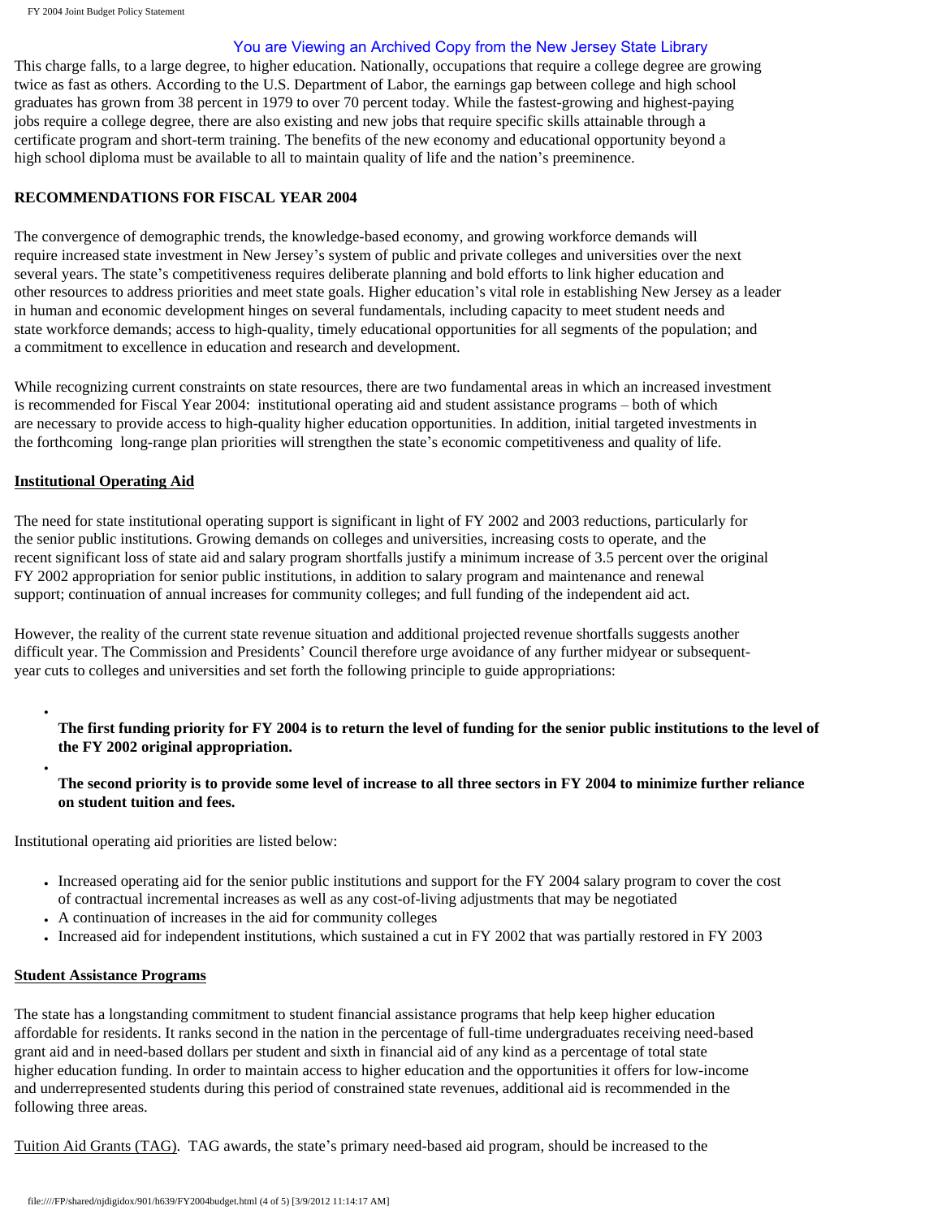This charge falls, to a large degree, to higher education. Nationally, occupations that require a college degree are growing twice as fast as others. According to the U.S. Department of Labor, the earnings gap between college and high school graduates has grown from 38 percent in 1979 to over 70 percent today. While the fastest-growing and highest-paying jobs require a college degree, there are also existing and new jobs that require specific skills attainable through a certificate program and short-term training. The benefits of the new economy and educational opportunity beyond a high school diploma must be available to all to maintain quality of life and the nation's preeminence.

**RECOMMENDATIONS FOR FISCAL YEAR 2004**

The convergence of demographic trends, the knowledge-based economy, and growing workforce demands will require increased state investment in New Jersey's system of public and private colleges and universities over the next several years. The state's competitiveness requires deliberate planning and bold efforts to link higher education and other resources to address priorities and meet state goals. Higher education's vital role in establishing New Jersey as a leader in human and economic development hinges on several fundamentals, including capacity to meet student needs and state workforce demands; access to high-quality, timely educational opportunities for all segments of the population; and a commitment to excellence in education and research and development.

While recognizing current constraints on state resources, there are two fundamental areas in which an increased investment is recommended for Fiscal Year 2004: institutional operating aid and student assistance programs – both of which are necessary to provide access to high-quality higher education opportunities. In addition, initial targeted investments in the forthcoming long-range plan priorities will strengthen the state's economic competitiveness and quality of life.

**Institutional Operating Aid**

The need for state institutional operating support is significant in light of FY 2002 and 2003 reductions, particularly for the senior public institutions. Growing demands on colleges and universities, increasing costs to operate, and the recent significant loss of state aid and salary program shortfalls justify a minimum increase of 3.5 percent over the original FY 2002 appropriation for senior public institutions, in addition to salary program and maintenance and renewal support; continuation of annual increases for community colleges; and full funding of the independent aid act.

However, the reality of the current state revenue situation and additional projected revenue shortfalls suggests another difficult year. The Commission and Presidents' Council therefore urge avoidance of any further midyear or subsequent-year cuts to colleges and universities and set forth the following principle to guide appropriations:

- **The first funding priority for FY 2004 is to return the level of funding for the senior public institutions to the level of the FY 2002 original appropriation.**
- **The second priority is to provide some level of increase to all three sectors in FY 2004 to minimize further reliance on student tuition and fees.**

Institutional operating aid priorities are listed below:

- Increased operating aid for the senior public institutions and support for the FY 2004 salary program to cover the cost of contractual incremental increases as well as any cost-of-living adjustments that may be negotiated
- A continuation of increases in the aid for community colleges
- Increased aid for independent institutions, which sustained a cut in FY 2002 that was partially restored in FY 2003

**Student Assistance Programs**

The state has a longstanding commitment to student financial assistance programs that help keep higher education affordable for residents. It ranks second in the nation in the percentage of full-time undergraduates receiving need-based grant aid and in need-based dollars per student and sixth in financial aid of any kind as a percentage of total state higher education funding. In order to maintain access to higher education and the opportunities it offers for low-income and underrepresented students during this period of constrained state revenues, additional aid is recommended in the following three areas.

Tuition Aid Grants (TAG). TAG awards, the state's primary need-based aid program, should be increased to the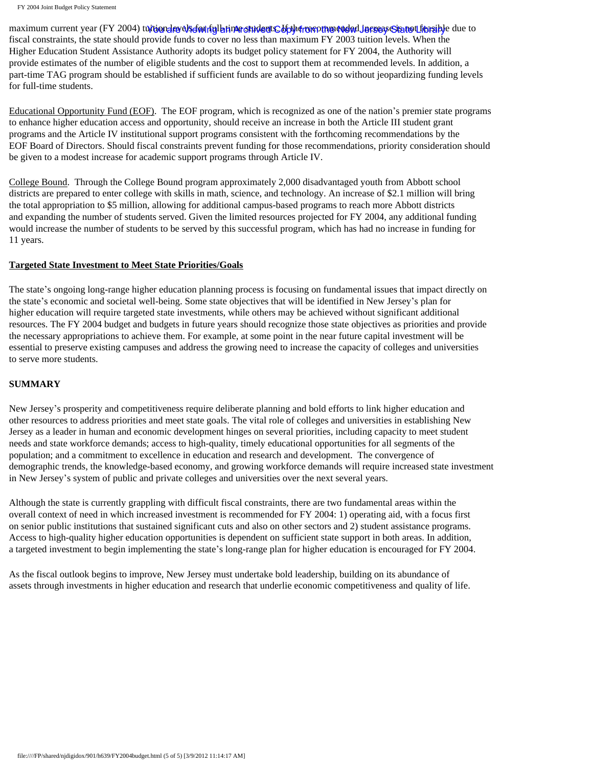maximum current year (FY 2004) tuition levels for full-time students. If the recommended increase is not feasible due to fiscal constraints, the state should provide funds to cover no less than maximum FY 2003 tuition levels. When the Higher Education Student Assistance Authority adopts its budget policy statement for FY 2004, the Authority will provide estimates of the number of eligible students and the cost to support them at recommended levels. In addition, a part-time TAG program should be established if sufficient funds are available to do so without jeopardizing funding levels for full-time students.

Educational Opportunity Fund (EOF). The EOF program, which is recognized as one of the nation's premier state programs to enhance higher education access and opportunity, should receive an increase in both the Article III student grant programs and the Article IV institutional support programs consistent with the forthcoming recommendations by the EOF Board of Directors. Should fiscal constraints prevent funding for those recommendations, priority consideration should be given to a modest increase for academic support programs through Article IV.

College Bound. Through the College Bound program approximately 2,000 disadvantaged youth from Abbott school districts are prepared to enter college with skills in math, science, and technology. An increase of $2.1 million will bring the total appropriation to $5 million, allowing for additional campus-based programs to reach more Abbott districts and expanding the number of students served. Given the limited resources projected for FY 2004, any additional funding would increase the number of students to be served by this successful program, which has had no increase in funding for 11 years.

**Targeted State Investment to Meet State Priorities/Goals**

The state's ongoing long-range higher education planning process is focusing on fundamental issues that impact directly on the state's economic and societal well-being. Some state objectives that will be identified in New Jersey's plan for higher education will require targeted state investments, while others may be achieved without significant additional resources. The FY 2004 budget and budgets in future years should recognize those state objectives as priorities and provide the necessary appropriations to achieve them. For example, at some point in the near future capital investment will be essential to preserve existing campuses and address the growing need to increase the capacity of colleges and universities to serve more students.

## SUMMARY

New Jersey's prosperity and competitiveness require deliberate planning and bold efforts to link higher education and other resources to address priorities and meet state goals. The vital role of colleges and universities in establishing New Jersey as a leader in human and economic development hinges on several priorities, including capacity to meet student needs and state workforce demands; access to high-quality, timely educational opportunities for all segments of the population; and a commitment to excellence in education and research and development. The convergence of demographic trends, the knowledge-based economy, and growing workforce demands will require increased state investment in New Jersey's system of public and private colleges and universities over the next several years.

Although the state is currently grappling with difficult fiscal constraints, there are two fundamental areas within the overall context of need in which increased investment is recommended for FY 2004: 1) operating aid, with a focus first on senior public institutions that sustained significant cuts and also on other sectors and 2) student assistance programs. Access to high-quality higher education opportunities is dependent on sufficient state support in both areas. In addition, a targeted investment to begin implementing the state's long-range plan for higher education is encouraged for FY 2004.

As the fiscal outlook begins to improve, New Jersey must undertake bold leadership, building on its abundance of assets through investments in higher education and research that underlie economic competitiveness and quality of life.